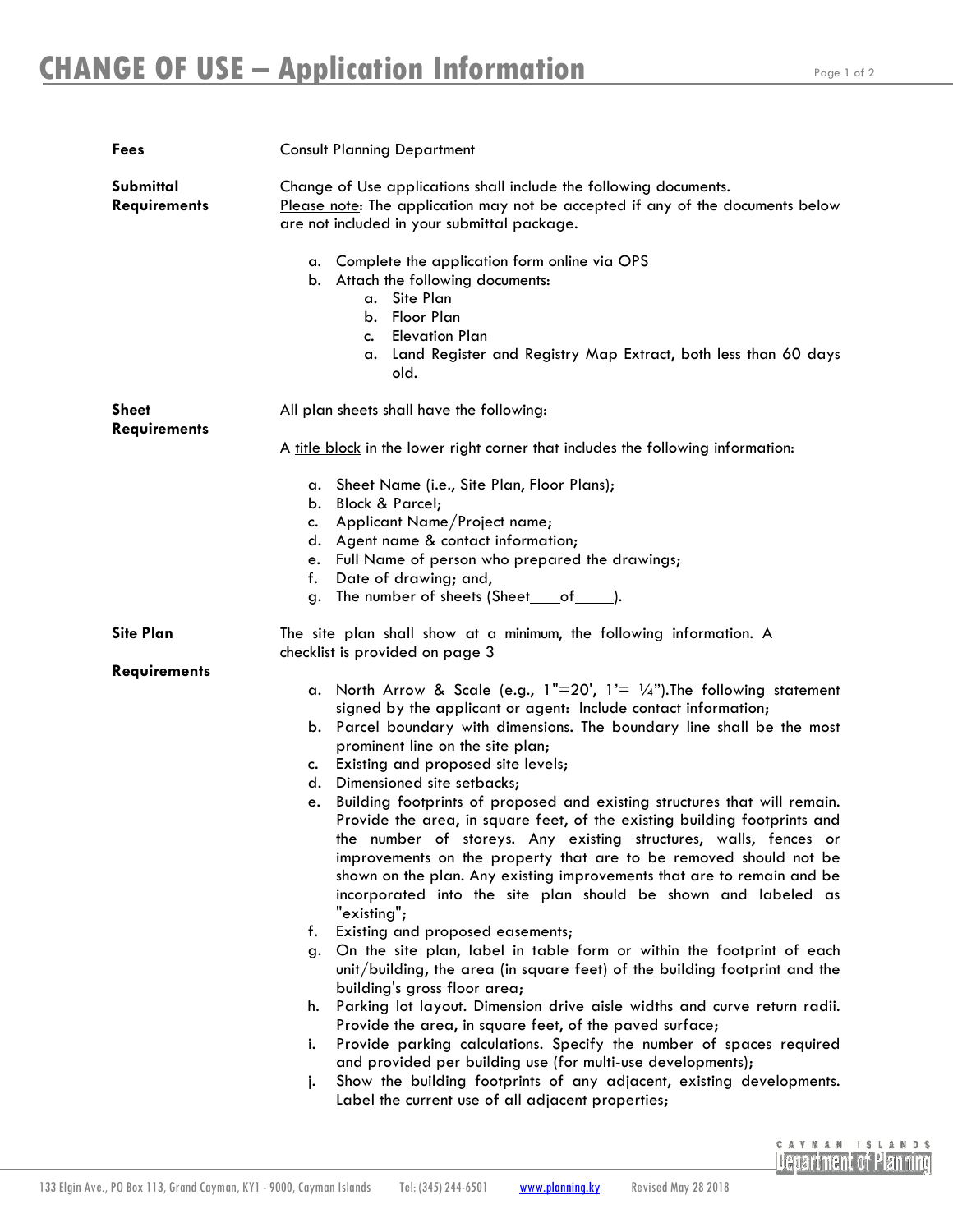# CHANGE OF USE – Application Information

**Fees**

Consult Planning Department

**Submittal Requirements**

Change of Use applications shall include the following documents.
Please note: The application may not be accepted if any of the documents below are not included in your submittal package.

a. Complete the application form online via OPS
b. Attach the following documents:
    a. Site Plan
    b. Floor Plan
    c. Elevation Plan
    a. Land Register and Registry Map Extract, both less than 60 days old.

**Sheet Requirements**

All plan sheets shall have the following:

A title block in the lower right corner that includes the following information:

a. Sheet Name (i.e., Site Plan, Floor Plans);
b. Block & Parcel;
c. Applicant Name/Project name;
d. Agent name & contact information;
e. Full Name of person who prepared the drawings;
f. Date of drawing; and,
g. The number of sheets (Sheet\_\_\_\_of\_\_\_\_\_).

**Site Plan Requirements**

The site plan shall show at a minimum, the following information. A checklist is provided on page 3

a. North Arrow & Scale (e.g., 1"=20', 1'= ¼").The following statement signed by the applicant or agent: Include contact information;
b. Parcel boundary with dimensions. The boundary line shall be the most prominent line on the site plan;
c. Existing and proposed site levels;
d. Dimensioned site setbacks;
e. Building footprints of proposed and existing structures that will remain. Provide the area, in square feet, of the existing building footprints and the number of storeys. Any existing structures, walls, fences or improvements on the property that are to be removed should not be shown on the plan. Any existing improvements that are to remain and be incorporated into the site plan should be shown and labeled as "existing";
f. Existing and proposed easements;
g. On the site plan, label in table form or within the footprint of each unit/building, the area (in square feet) of the building footprint and the building's gross floor area;
h. Parking lot layout. Dimension drive aisle widths and curve return radii. Provide the area, in square feet, of the paved surface;
i. Provide parking calculations. Specify the number of spaces required and provided per building use (for multi-use developments);
j. Show the building footprints of any adjacent, existing developments. Label the current use of all adjacent properties;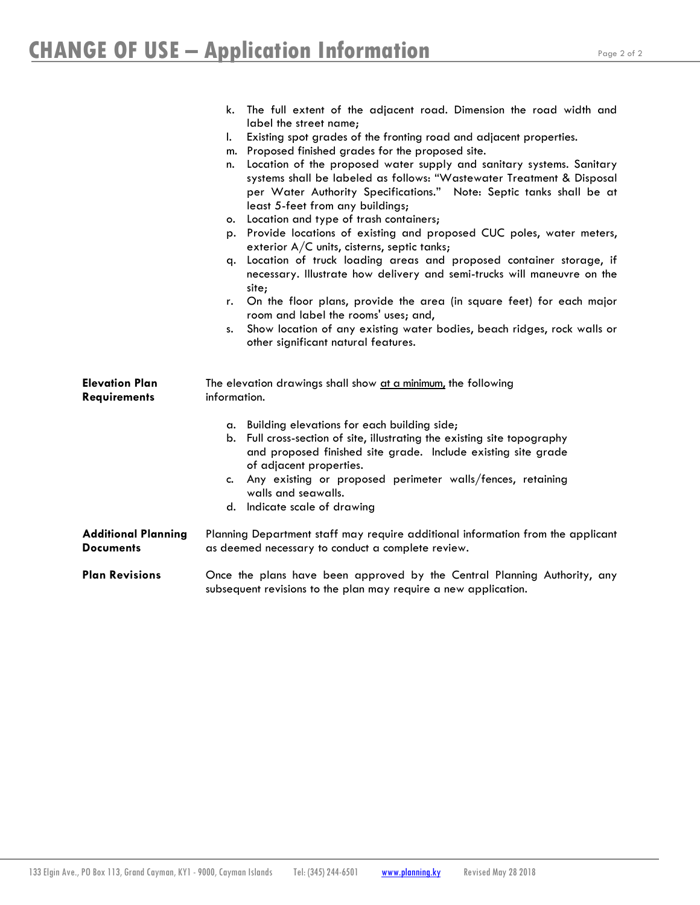k. The full extent of the adjacent road. Dimension the road width and label the street name;
l. Existing spot grades of the fronting road and adjacent properties.
m. Proposed finished grades for the proposed site.
n. Location of the proposed water supply and sanitary systems. Sanitary systems shall be labeled as follows: "Wastewater Treatment & Disposal per Water Authority Specifications." Note: Septic tanks shall be at least 5-feet from any buildings;
o. Location and type of trash containers;
p. Provide locations of existing and proposed CUC poles, water meters, exterior A/C units, cisterns, septic tanks;
q. Location of truck loading areas and proposed container storage, if necessary. Illustrate how delivery and semi-trucks will maneuvre on the site;
r. On the floor plans, provide the area (in square feet) for each major room and label the rooms' uses; and,
s. Show location of any existing water bodies, beach ridges, rock walls or other significant natural features.

**Elevation Plan Requirements**

The elevation drawings shall show at a minimum, the following information.

a. Building elevations for each building side;
b. Full cross-section of site, illustrating the existing site topography and proposed finished site grade. Include existing site grade of adjacent properties.
c. Any existing or proposed perimeter walls/fences, retaining walls and seawalls.
d. Indicate scale of drawing

**Additional Planning Documents**

Planning Department staff may require additional information from the applicant as deemed necessary to conduct a complete review.

**Plan Revisions**

Once the plans have been approved by the Central Planning Authority, any subsequent revisions to the plan may require a new application.